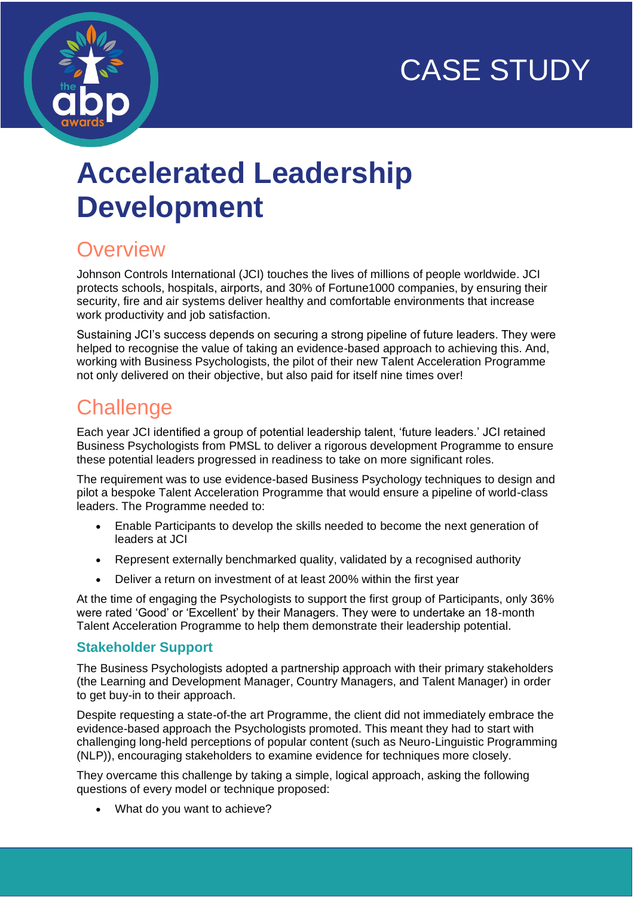CASE STUDY

# Accelerated Leadership Development

## Overview

Johnson Controls International (JCI) touches the lives of millions of people worldwide. JCI protects schools, hospitals, airports, and 30% of Fortune1000 companies, by ensuring their security, fire and air systems deliver healthy and comfortable environments that increase work productivity and job satisfaction.

Sustaining JCI's success depends on securing a strong pipeline of future leaders. They were helped to recognise the value of taking an evidence-based approach to achieving this. And, working with Business Psychologists, the pilot of their new Talent Acceleration Programme not only delivered on their objective, but also paid for itself nine times over!

## Challenge

Each year JCI identified a group of potential leadership talent, 'future leaders.' JCI retained Business Psychologists from PMSL to deliver a rigorous development Programme to ensure these potential leaders progressed in readiness to take on more significant roles.

The requirement was to use evidence-based Business Psychology techniques to design and pilot a bespoke Talent Acceleration Programme that would ensure a pipeline of world-class leaders. The Programme needed to:

- Enable Participants to develop the skills needed to become the next generation of leaders at JCI
- Represent externally benchmarked quality, validated by a recognised authority
- Deliver a return on investment of at least 200% within the first year

At the time of engaging the Psychologists to support the first group of Participants, only 36% were rated 'Good' or 'Excellent' by their Managers. They were to undertake an 18-month Talent Acceleration Programme to help them demonstrate their leadership potential.

### Stakeholder Support

The Business Psychologists adopted a partnership approach with their primary stakeholders (the Learning and Development Manager, Country Managers, and Talent Manager) in order to get buy-in to their approach.

Despite requesting a state-of-the art Programme, the client did not immediately embrace the evidence-based approach the Psychologists promoted. This meant they had to start with challenging long-held perceptions of popular content (such as Neuro-Linguistic Programming (NLP)), encouraging stakeholders to examine evidence for techniques more closely.

They overcame this challenge by taking a simple, logical approach, asking the following questions of every model or technique proposed:

- What do you want to achieve?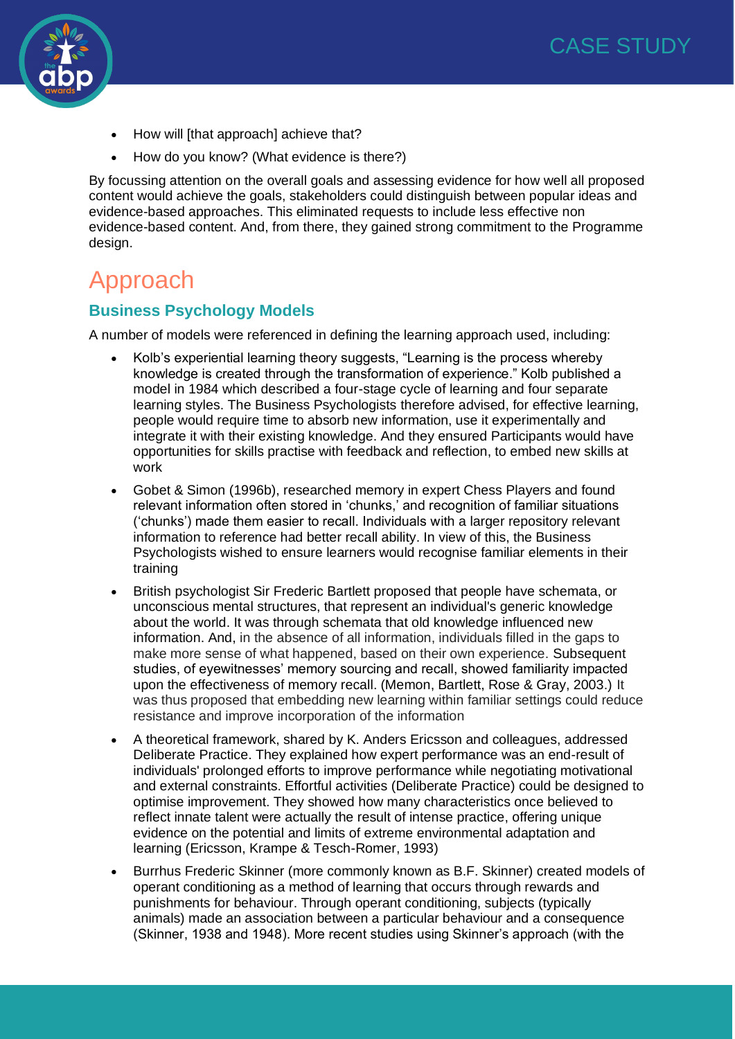- How will [that approach] achieve that?
- How do you know? (What evidence is there?)

By focussing attention on the overall goals and assessing evidence for how well all proposed content would achieve the goals, stakeholders could distinguish between popular ideas and evidence-based approaches. This eliminated requests to include less effective non evidence-based content. And, from there, they gained strong commitment to the Programme design.

# Approach

## Business Psychology Models

A number of models were referenced in defining the learning approach used, including:

- Kolb's experiential learning theory suggests, "Learning is the process whereby knowledge is created through the transformation of experience." Kolb published a model in 1984 which described a four-stage cycle of learning and four separate learning styles. The Business Psychologists therefore advised, for effective learning, people would require time to absorb new information, use it experimentally and integrate it with their existing knowledge. And they ensured Participants would have opportunities for skills practise with feedback and reflection, to embed new skills at work
- Gobet & Simon (1996b), researched memory in expert Chess Players and found relevant information often stored in 'chunks,' and recognition of familiar situations ('chunks') made them easier to recall. Individuals with a larger repository relevant information to reference had better recall ability. In view of this, the Business Psychologists wished to ensure learners would recognise familiar elements in their training
- British psychologist Sir Frederic Bartlett proposed that people have schemata, or unconscious mental structures, that represent an individual's generic knowledge about the world. It was through schemata that old knowledge influenced new information. And, in the absence of all information, individuals filled in the gaps to make more sense of what happened, based on their own experience. Subsequent studies, of eyewitnesses' memory sourcing and recall, showed familiarity impacted upon the effectiveness of memory recall. (Memon, Bartlett, Rose & Gray, 2003.) It was thus proposed that embedding new learning within familiar settings could reduce resistance and improve incorporation of the information
- A theoretical framework, shared by K. Anders Ericsson and colleagues, addressed Deliberate Practice. They explained how expert performance was an end-result of individuals' prolonged efforts to improve performance while negotiating motivational and external constraints. Effortful activities (Deliberate Practice) could be designed to optimise improvement. They showed how many characteristics once believed to reflect innate talent were actually the result of intense practice, offering unique evidence on the potential and limits of extreme environmental adaptation and learning (Ericsson, Krampe & Tesch-Romer, 1993)
- Burrhus Frederic Skinner (more commonly known as B.F. Skinner) created models of operant conditioning as a method of learning that occurs through rewards and punishments for behaviour. Through operant conditioning, subjects (typically animals) made an association between a particular behaviour and a consequence (Skinner, 1938 and 1948). More recent studies using Skinner's approach (with the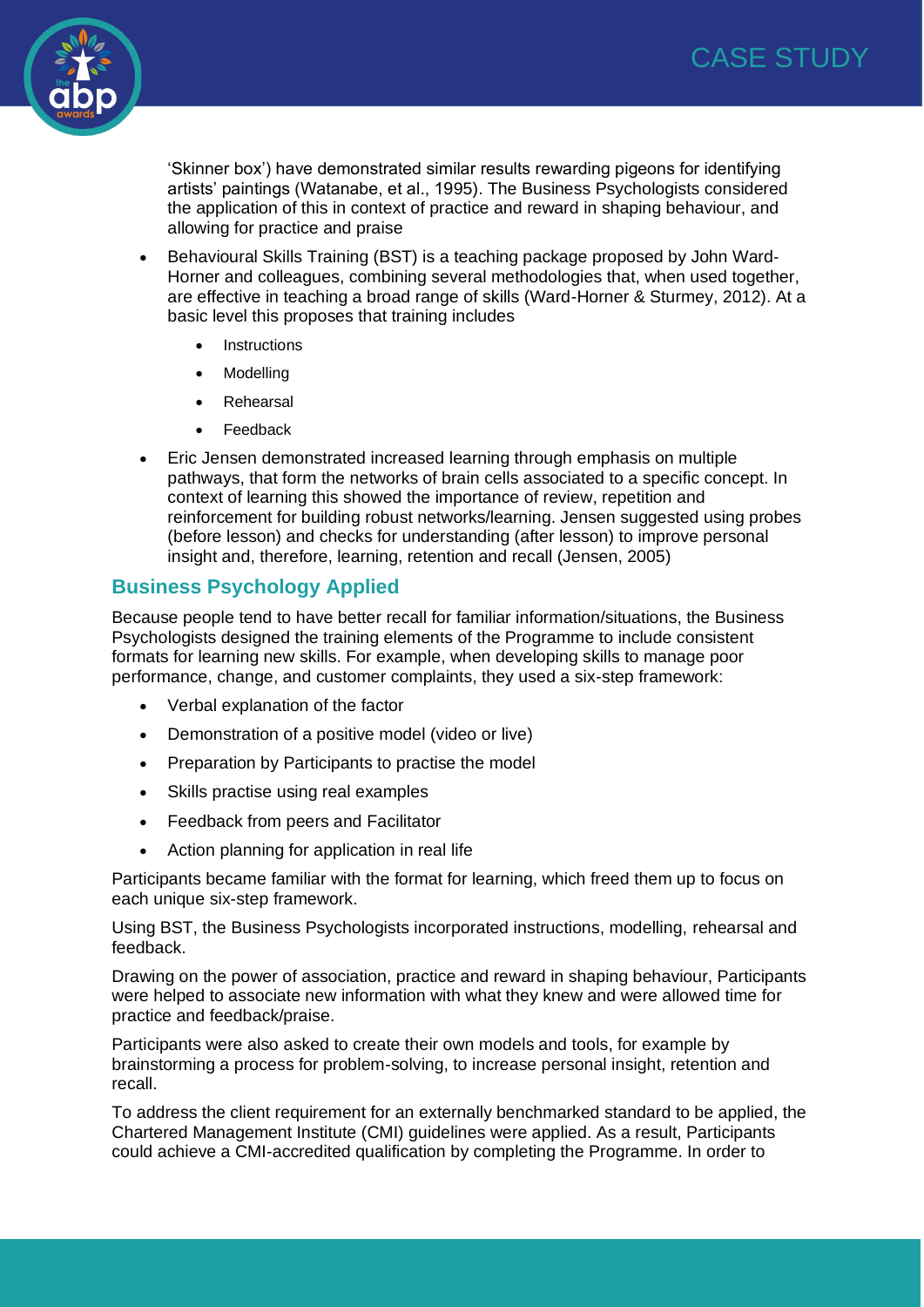'Skinner box') have demonstrated similar results rewarding pigeons for identifying artists' paintings (Watanabe, et al., 1995). The Business Psychologists considered the application of this in context of practice and reward in shaping behaviour, and allowing for practice and praise

- Behavioural Skills Training (BST) is a teaching package proposed by John Ward-Horner and colleagues, combining several methodologies that, when used together, are effective in teaching a broad range of skills (Ward-Horner & Sturmey, 2012). At a basic level this proposes that training includes
  - Instructions
  - Modelling
  - Rehearsal
  - Feedback
- Eric Jensen demonstrated increased learning through emphasis on multiple pathways, that form the networks of brain cells associated to a specific concept. In context of learning this showed the importance of review, repetition and reinforcement for building robust networks/learning. Jensen suggested using probes (before lesson) and checks for understanding (after lesson) to improve personal insight and, therefore, learning, retention and recall (Jensen, 2005)

## Business Psychology Applied

Because people tend to have better recall for familiar information/situations, the Business Psychologists designed the training elements of the Programme to include consistent formats for learning new skills. For example, when developing skills to manage poor performance, change, and customer complaints, they used a six-step framework:

- Verbal explanation of the factor
- Demonstration of a positive model (video or live)
- Preparation by Participants to practise the model
- Skills practise using real examples
- Feedback from peers and Facilitator
- Action planning for application in real life

Participants became familiar with the format for learning, which freed them up to focus on each unique six-step framework.

Using BST, the Business Psychologists incorporated instructions, modelling, rehearsal and feedback.

Drawing on the power of association, practice and reward in shaping behaviour, Participants were helped to associate new information with what they knew and were allowed time for practice and feedback/praise.

Participants were also asked to create their own models and tools, for example by brainstorming a process for problem-solving, to increase personal insight, retention and recall.

To address the client requirement for an externally benchmarked standard to be applied, the Chartered Management Institute (CMI) guidelines were applied. As a result, Participants could achieve a CMI-accredited qualification by completing the Programme. In order to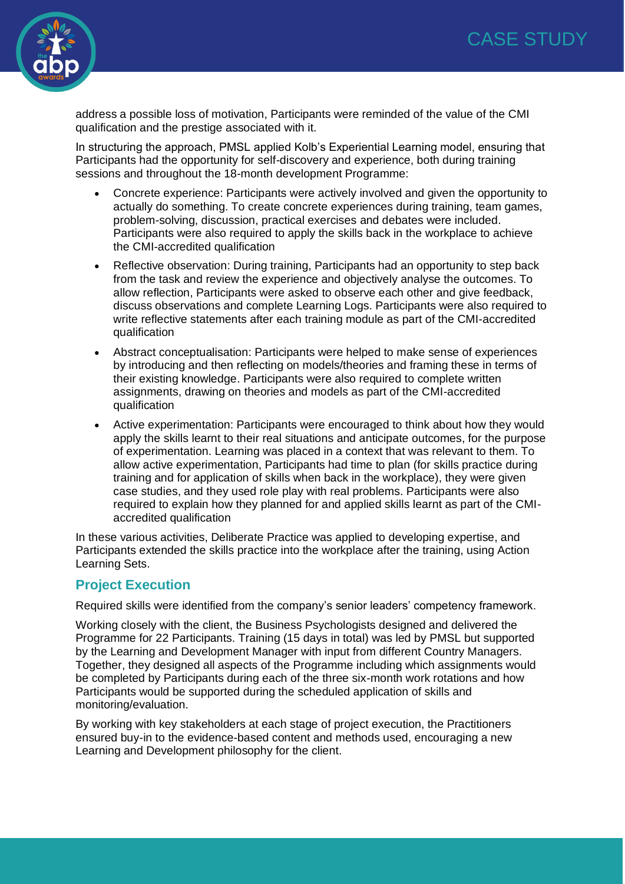address a possible loss of motivation, Participants were reminded of the value of the CMI qualification and the prestige associated with it.

In structuring the approach, PMSL applied Kolb's Experiential Learning model, ensuring that Participants had the opportunity for self-discovery and experience, both during training sessions and throughout the 18-month development Programme:

- Concrete experience: Participants were actively involved and given the opportunity to actually do something. To create concrete experiences during training, team games, problem-solving, discussion, practical exercises and debates were included. Participants were also required to apply the skills back in the workplace to achieve the CMI-accredited qualification
- Reflective observation: During training, Participants had an opportunity to step back from the task and review the experience and objectively analyse the outcomes. To allow reflection, Participants were asked to observe each other and give feedback, discuss observations and complete Learning Logs. Participants were also required to write reflective statements after each training module as part of the CMI-accredited qualification
- Abstract conceptualisation: Participants were helped to make sense of experiences by introducing and then reflecting on models/theories and framing these in terms of their existing knowledge. Participants were also required to complete written assignments, drawing on theories and models as part of the CMI-accredited qualification
- Active experimentation: Participants were encouraged to think about how they would apply the skills learnt to their real situations and anticipate outcomes, for the purpose of experimentation. Learning was placed in a context that was relevant to them. To allow active experimentation, Participants had time to plan (for skills practice during training and for application of skills when back in the workplace), they were given case studies, and they used role play with real problems. Participants were also required to explain how they planned for and applied skills learnt as part of the CMI-accredited qualification

In these various activities, Deliberate Practice was applied to developing expertise, and Participants extended the skills practice into the workplace after the training, using Action Learning Sets.

## Project Execution

Required skills were identified from the company's senior leaders' competency framework.

Working closely with the client, the Business Psychologists designed and delivered the Programme for 22 Participants. Training (15 days in total) was led by PMSL but supported by the Learning and Development Manager with input from different Country Managers. Together, they designed all aspects of the Programme including which assignments would be completed by Participants during each of the three six-month work rotations and how Participants would be supported during the scheduled application of skills and monitoring/evaluation.

By working with key stakeholders at each stage of project execution, the Practitioners ensured buy-in to the evidence-based content and methods used, encouraging a new Learning and Development philosophy for the client.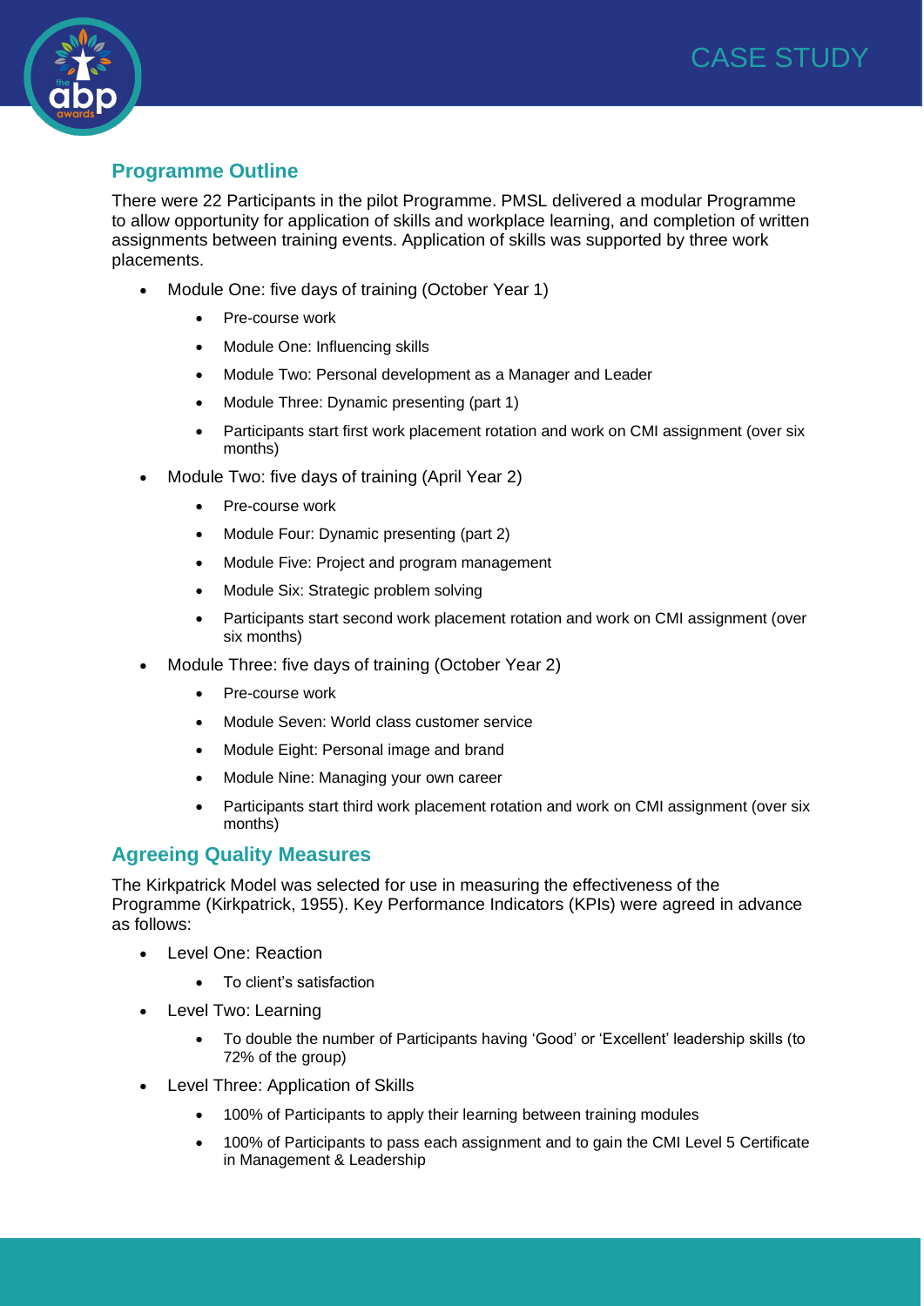## Programme Outline

There were 22 Participants in the pilot Programme. PMSL delivered a modular Programme to allow opportunity for application of skills and workplace learning, and completion of written assignments between training events. Application of skills was supported by three work placements.

- Module One: five days of training (October Year 1)
    - Pre-course work
    - Module One: Influencing skills
    - Module Two: Personal development as a Manager and Leader
    - Module Three: Dynamic presenting (part 1)
    - Participants start first work placement rotation and work on CMI assignment (over six months)
- Module Two: five days of training (April Year 2)
    - Pre-course work
    - Module Four: Dynamic presenting (part 2)
    - Module Five: Project and program management
    - Module Six: Strategic problem solving
    - Participants start second work placement rotation and work on CMI assignment (over six months)
- Module Three: five days of training (October Year 2)
    - Pre-course work
    - Module Seven: World class customer service
    - Module Eight: Personal image and brand
    - Module Nine: Managing your own career
    - Participants start third work placement rotation and work on CMI assignment (over six months)

## Agreeing Quality Measures

The Kirkpatrick Model was selected for use in measuring the effectiveness of the Programme (Kirkpatrick, 1955). Key Performance Indicators (KPIs) were agreed in advance as follows:

- Level One: Reaction
    - To client's satisfaction
- Level Two: Learning
    - To double the number of Participants having 'Good' or 'Excellent' leadership skills (to 72% of the group)
- Level Three: Application of Skills
    - 100% of Participants to apply their learning between training modules
    - 100% of Participants to pass each assignment and to gain the CMI Level 5 Certificate in Management & Leadership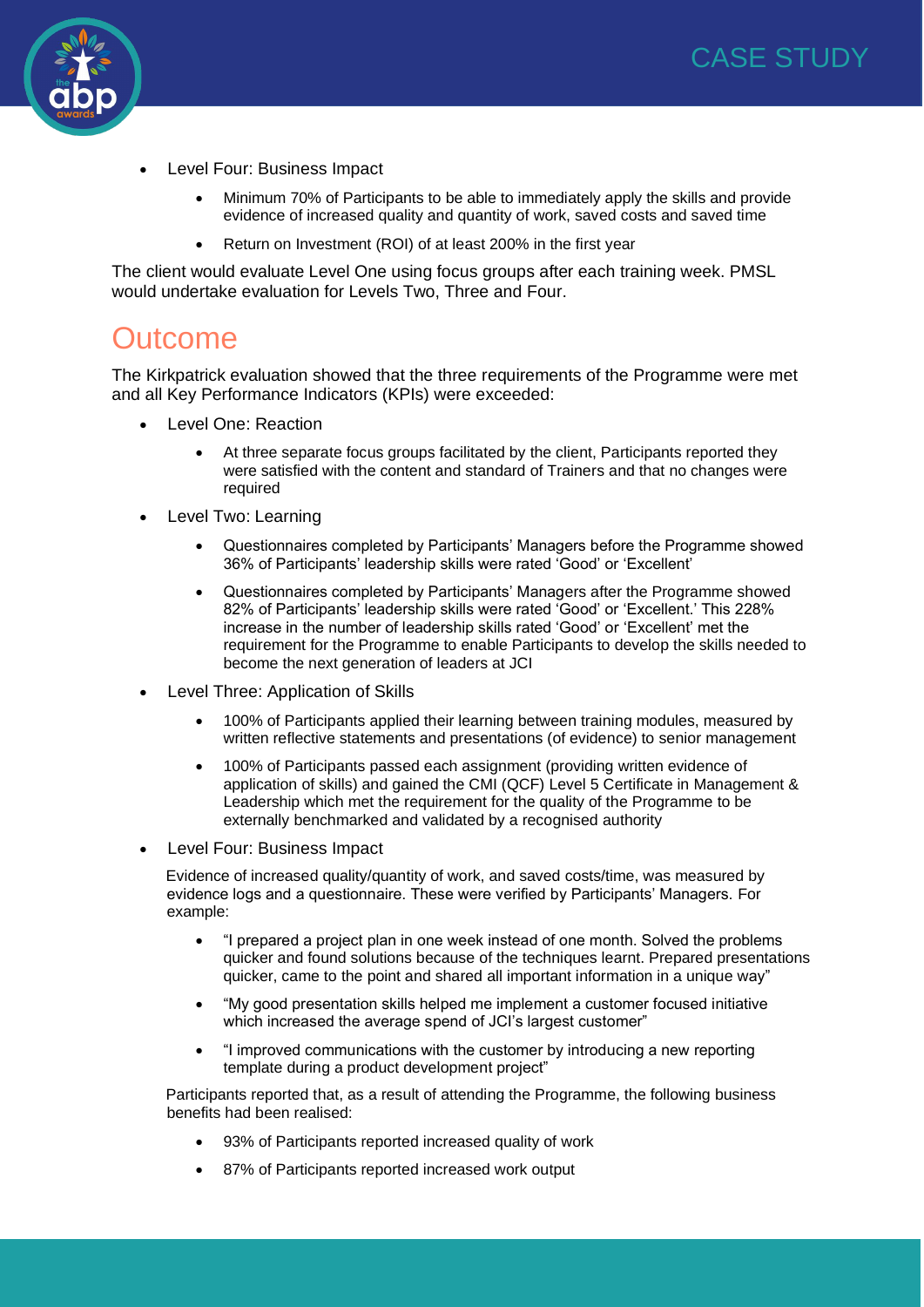- Level Four: Business Impact
  - Minimum 70% of Participants to be able to immediately apply the skills and provide evidence of increased quality and quantity of work, saved costs and saved time
  - Return on Investment (ROI) of at least 200% in the first year

The client would evaluate Level One using focus groups after each training week. PMSL would undertake evaluation for Levels Two, Three and Four.

# Outcome

The Kirkpatrick evaluation showed that the three requirements of the Programme were met and all Key Performance Indicators (KPIs) were exceeded:

- Level One: Reaction
  - At three separate focus groups facilitated by the client, Participants reported they were satisfied with the content and standard of Trainers and that no changes were required
- Level Two: Learning
  - Questionnaires completed by Participants' Managers before the Programme showed 36% of Participants' leadership skills were rated 'Good' or 'Excellent'
  - Questionnaires completed by Participants' Managers after the Programme showed 82% of Participants' leadership skills were rated 'Good' or 'Excellent.' This 228% increase in the number of leadership skills rated 'Good' or 'Excellent' met the requirement for the Programme to enable Participants to develop the skills needed to become the next generation of leaders at JCI
- Level Three: Application of Skills
  - 100% of Participants applied their learning between training modules, measured by written reflective statements and presentations (of evidence) to senior management
  - 100% of Participants passed each assignment (providing written evidence of application of skills) and gained the CMI (QCF) Level 5 Certificate in Management & Leadership which met the requirement for the quality of the Programme to be externally benchmarked and validated by a recognised authority
- Level Four: Business Impact

  Evidence of increased quality/quantity of work, and saved costs/time, was measured by evidence logs and a questionnaire. These were verified by Participants' Managers. For example:

  - "I prepared a project plan in one week instead of one month. Solved the problems quicker and found solutions because of the techniques learnt. Prepared presentations quicker, came to the point and shared all important information in a unique way"
  - "My good presentation skills helped me implement a customer focused initiative which increased the average spend of JCI's largest customer"
  - "I improved communications with the customer by introducing a new reporting template during a product development project"

  Participants reported that, as a result of attending the Programme, the following business benefits had been realised:

  - 93% of Participants reported increased quality of work
  - 87% of Participants reported increased work output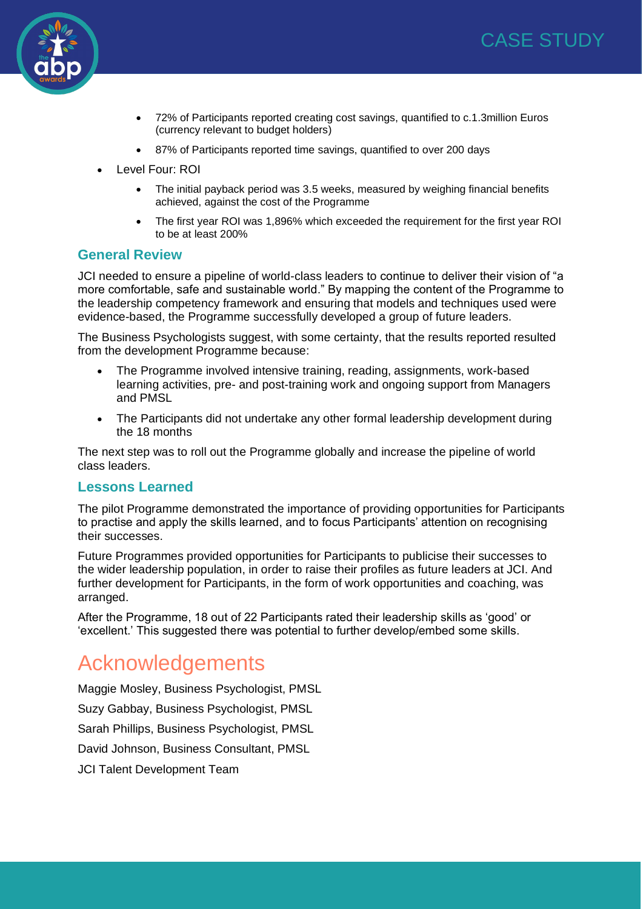- 72% of Participants reported creating cost savings, quantified to c.1.3million Euros (currency relevant to budget holders)
- 87% of Participants reported time savings, quantified to over 200 days

- Level Four: ROI
    - The initial payback period was 3.5 weeks, measured by weighing financial benefits achieved, against the cost of the Programme
    - The first year ROI was 1,896% which exceeded the requirement for the first year ROI to be at least 200%

### General Review

JCI needed to ensure a pipeline of world-class leaders to continue to deliver their vision of "a more comfortable, safe and sustainable world." By mapping the content of the Programme to the leadership competency framework and ensuring that models and techniques used were evidence-based, the Programme successfully developed a group of future leaders.

The Business Psychologists suggest, with some certainty, that the results reported resulted from the development Programme because:

- The Programme involved intensive training, reading, assignments, work-based learning activities, pre- and post-training work and ongoing support from Managers and PMSL
- The Participants did not undertake any other formal leadership development during the 18 months

The next step was to roll out the Programme globally and increase the pipeline of world class leaders.

### Lessons Learned

The pilot Programme demonstrated the importance of providing opportunities for Participants to practise and apply the skills learned, and to focus Participants' attention on recognising their successes.

Future Programmes provided opportunities for Participants to publicise their successes to the wider leadership population, in order to raise their profiles as future leaders at JCI. And further development for Participants, in the form of work opportunities and coaching, was arranged.

After the Programme, 18 out of 22 Participants rated their leadership skills as 'good' or 'excellent.' This suggested there was potential to further develop/embed some skills.

## Acknowledgements

Maggie Mosley, Business Psychologist, PMSL

Suzy Gabbay, Business Psychologist, PMSL

Sarah Phillips, Business Psychologist, PMSL

David Johnson, Business Consultant, PMSL

JCI Talent Development Team